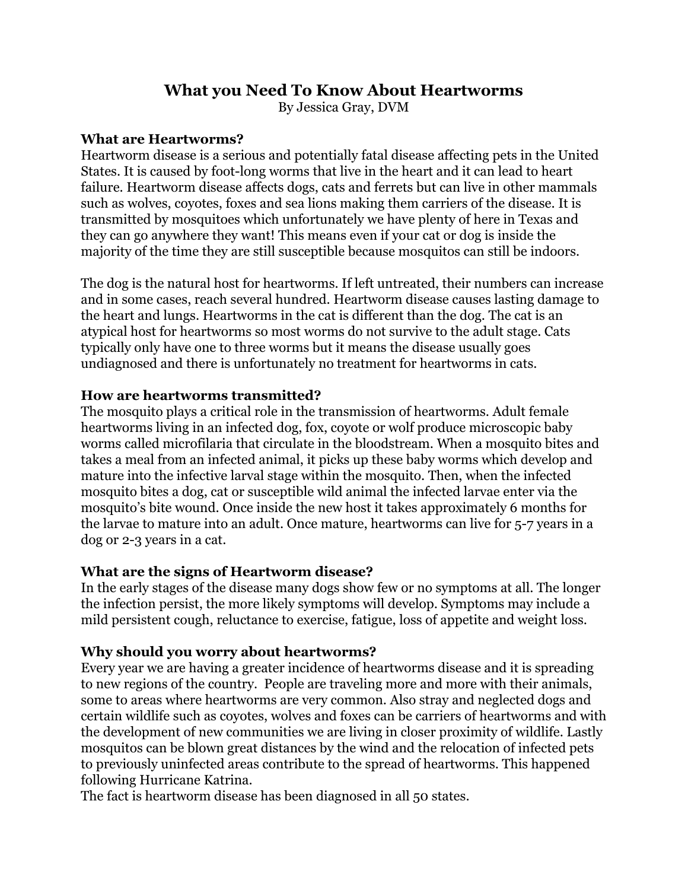# What you Need To Know About Heartworms

By Jessica Gray, DVM

### What are Heartworms?

Heartworm disease is a serious and potentially fatal disease affecting pets in the United States. It is caused by foot-long worms that live in the heart and it can lead to heart failure. Heartworm disease affects dogs, cats and ferrets but can live in other mammals such as wolves, coyotes, foxes and sea lions making them carriers of the disease. It is transmitted by mosquitoes which unfortunately we have plenty of here in Texas and they can go anywhere they want! This means even if your cat or dog is inside the majority of the time they are still susceptible because mosquitos can still be indoors.

The dog is the natural host for heartworms. If left untreated, their numbers can increase and in some cases, reach several hundred. Heartworm disease causes lasting damage to the heart and lungs. Heartworms in the cat is different than the dog. The cat is an atypical host for heartworms so most worms do not survive to the adult stage. Cats typically only have one to three worms but it means the disease usually goes undiagnosed and there is unfortunately no treatment for heartworms in cats.

### How are heartworms transmitted?

The mosquito plays a critical role in the transmission of heartworms. Adult female heartworms living in an infected dog, fox, coyote or wolf produce microscopic baby worms called microfilaria that circulate in the bloodstream. When a mosquito bites and takes a meal from an infected animal, it picks up these baby worms which develop and mature into the infective larval stage within the mosquito. Then, when the infected mosquito bites a dog, cat or susceptible wild animal the infected larvae enter via the mosquito's bite wound. Once inside the new host it takes approximately 6 months for the larvae to mature into an adult. Once mature, heartworms can live for 5-7 years in a dog or 2-3 years in a cat.

### What are the signs of Heartworm disease?

In the early stages of the disease many dogs show few or no symptoms at all. The longer the infection persist, the more likely symptoms will develop. Symptoms may include a mild persistent cough, reluctance to exercise, fatigue, loss of appetite and weight loss.

### Why should you worry about heartworms?

Every year we are having a greater incidence of heartworms disease and it is spreading to new regions of the country. People are traveling more and more with their animals, some to areas where heartworms are very common. Also stray and neglected dogs and certain wildlife such as coyotes, wolves and foxes can be carriers of heartworms and with the development of new communities we are living in closer proximity of wildlife. Lastly mosquitos can be blown great distances by the wind and the relocation of infected pets to previously uninfected areas contribute to the spread of heartworms. This happened following Hurricane Katrina.

The fact is heartworm disease has been diagnosed in all 50 states.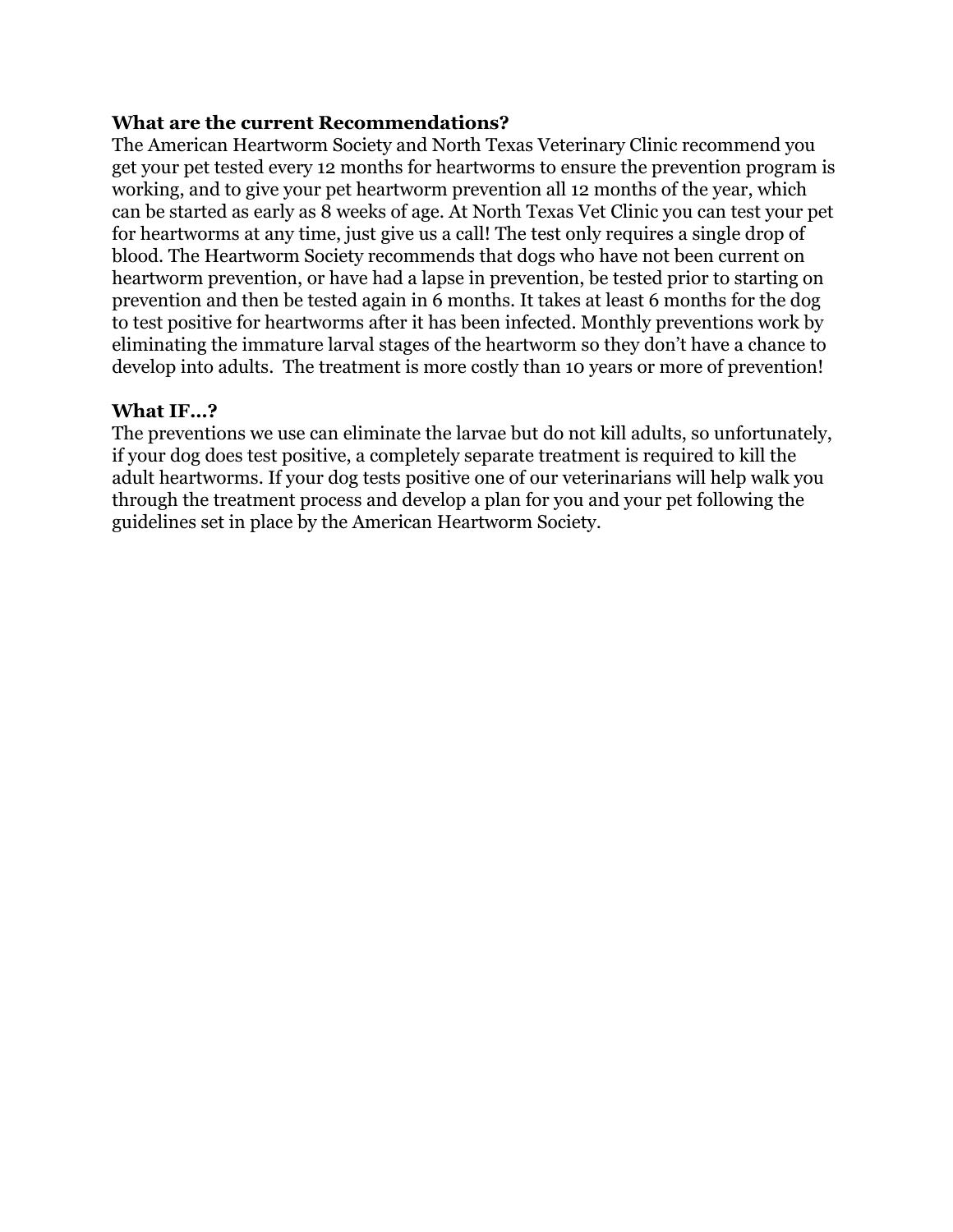**What are the current Recommendations?**

The American Heartworm Society and North Texas Veterinary Clinic recommend you get your pet tested every 12 months for heartworms to ensure the prevention program is working, and to give your pet heartworm prevention all 12 months of the year, which can be started as early as 8 weeks of age. At North Texas Vet Clinic you can test your pet for heartworms at any time, just give us a call! The test only requires a single drop of blood. The Heartworm Society recommends that dogs who have not been current on heartworm prevention, or have had a lapse in prevention, be tested prior to starting on prevention and then be tested again in 6 months. It takes at least 6 months for the dog to test positive for heartworms after it has been infected. Monthly preventions work by eliminating the immature larval stages of the heartworm so they don't have a chance to develop into adults. The treatment is more costly than 10 years or more of prevention!

**What IF…?**

The preventions we use can eliminate the larvae but do not kill adults, so unfortunately, if your dog does test positive, a completely separate treatment is required to kill the adult heartworms. If your dog tests positive one of our veterinarians will help walk you through the treatment process and develop a plan for you and your pet following the guidelines set in place by the American Heartworm Society.